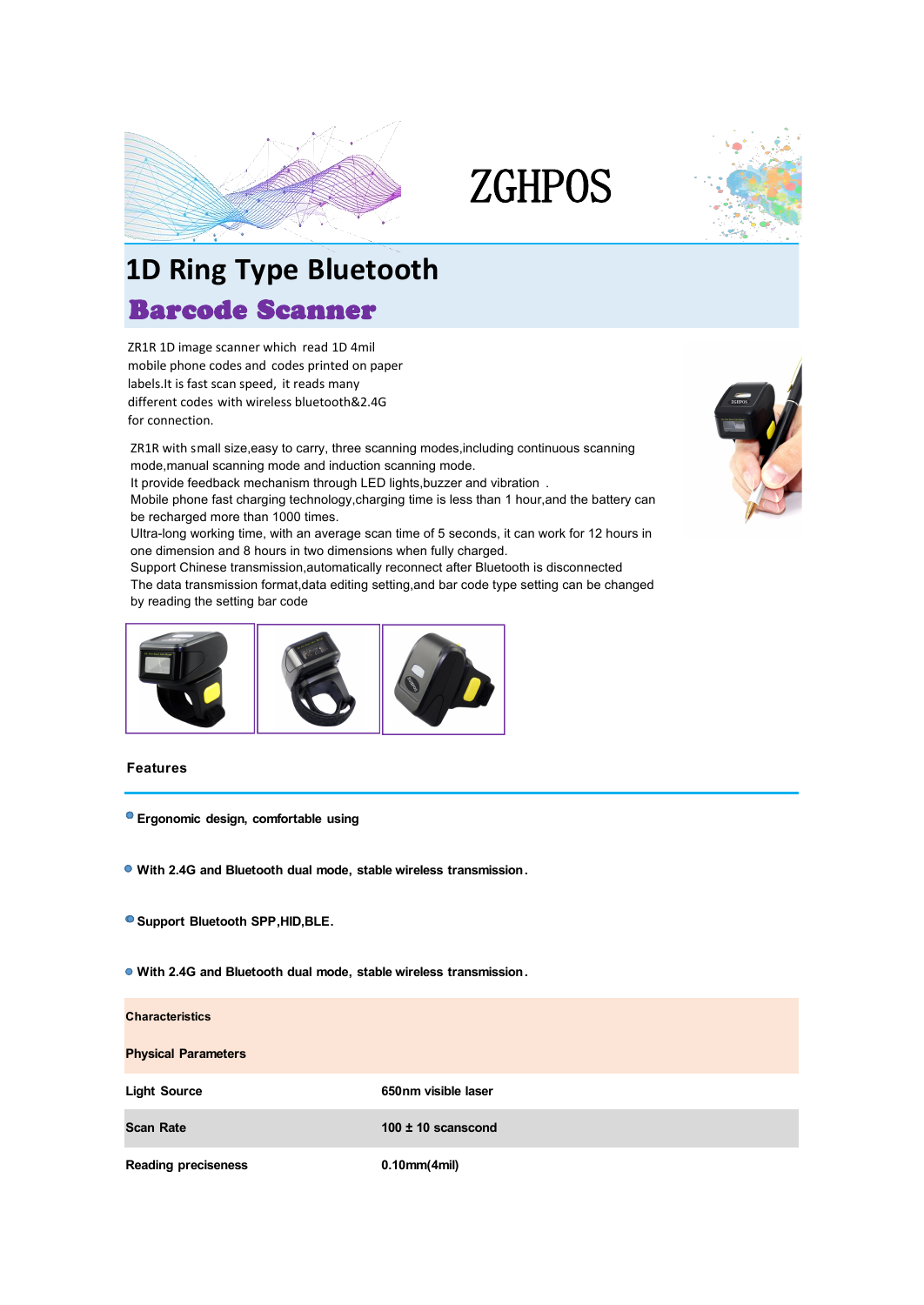ZGHPOS

# 1D Ring Type Bluetooth

## Barcode Scanner

ZR1R 1D image scanner which read 1D 4mil mobile phone codes and codes printed on paper labels.It is fast scan speed, it reads many different codes with wireless bluetooth&2.4G for connection.

ZR1R with small size,easy to carry, three scanning modes,including continuous scanning mode,manual scanning mode and induction scanning mode.
It provide feedback mechanism through LED lights,buzzer and vibration .
Mobile phone fast charging technology,charging time is less than 1 hour,and the battery can be recharged more than 1000 times.
Ultra-long working time, with an average scan time of 5 seconds, it can work for 12 hours in one dimension and 8 hours in two dimensions when fully charged.
Support Chinese transmission,automatically reconnect after Bluetooth is disconnected
The data transmission format,data editing setting,and bar code type setting can be changed by reading the setting bar code

### Features

- **Ergonomic design, comfortable using**
- **With 2.4G and Bluetooth dual mode, stable wireless transmission.**
- **Support Bluetooth SPP,HID,BLE.**
- **With 2.4G and Bluetooth dual mode, stable wireless transmission.**

| **Characteristics** | |
|---|---|
| **Physical Parameters** | |
| **Light Source** | **650nm visible laser** |
| **Scan Rate** | **100 ± 10 scanscond** |
| **Reading preciseness** | **0.10mm(4mil)** |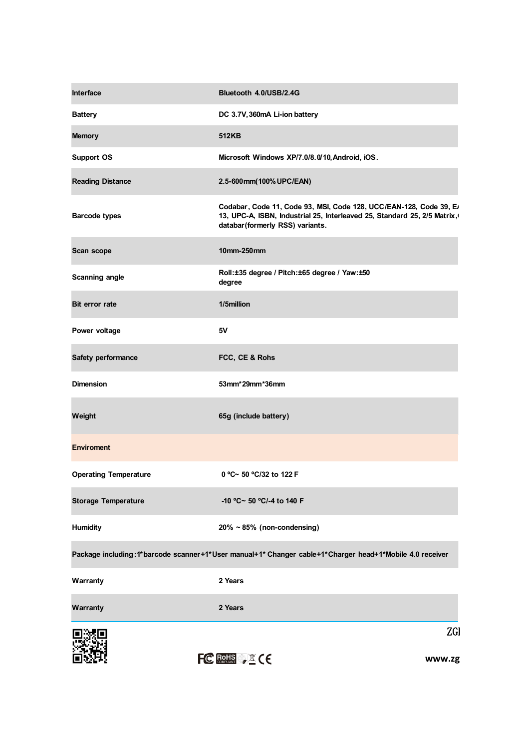| Interface | Bluetooth 4.0/USB/2.4G |
|---|---|
| Battery | DC 3.7V,360mA Li-ion battery |
| Memory | 512KB |
| Support OS | Microsoft Windows XP/7.0/8.0/10,Android, iOS. |
| Reading Distance | 2.5-600mm(100%UPC/EAN) |
| Barcode types | Codabar, Code 11, Code 93, MSI, Code 128, UCC/EAN-128, Code 39, E/ 13, UPC-A, ISBN, Industrial 25, Interleaved 25, Standard 25, 2/5 Matrix,( databar(formerly RSS) variants. |
| Scan scope | 10mm-250mm |
| Scanning angle | Roll:±35 degree / Pitch:±65 degree / Yaw:±50 degree |
| Bit error rate | 1/5million |
| Power voltage | 5V |
| Safety performance | FCC, CE & Rohs |
| Dimension | 53mm*29mm*36mm |
| Weight | 65g (include battery) |
| **Enviroment** | |
| Operating Temperature | 0 ºC~ 50 ºC/32 to 122 F |
| Storage Temperature | -10 ºC~ 50 ºC/-4 to 140 F |
| Humidity | 20% ~ 85% (non-condensing) |
| Package including:1*barcode scanner+1*User manual+1* Changer cable+1*Charger head+1*Mobile 4.0 receiver | |
| Warranty | 2 Years |
| Warranty | 2 Years |

ZGI

www.zg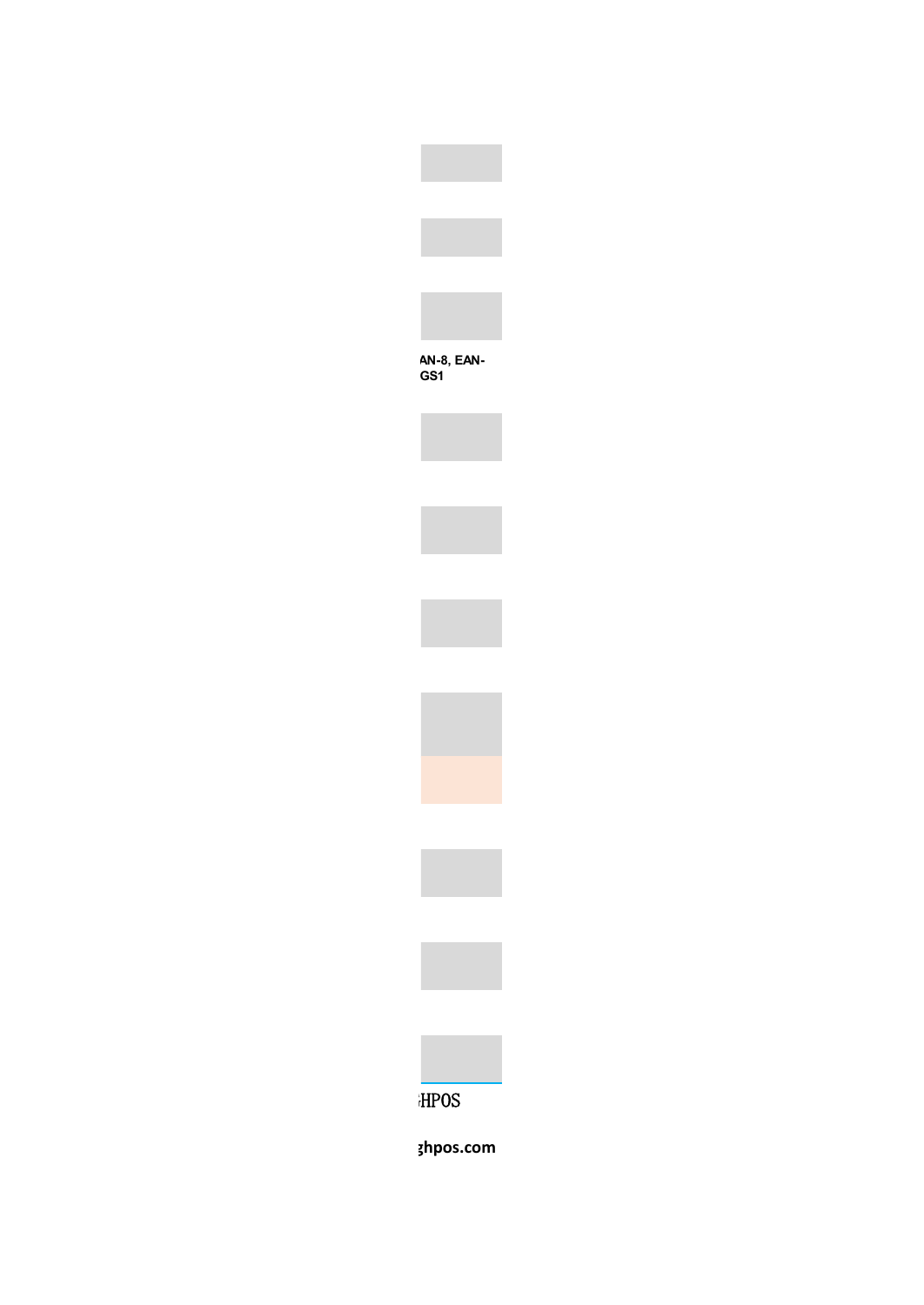AN-8, EAN-
GS1

HPOS

ghpos.com